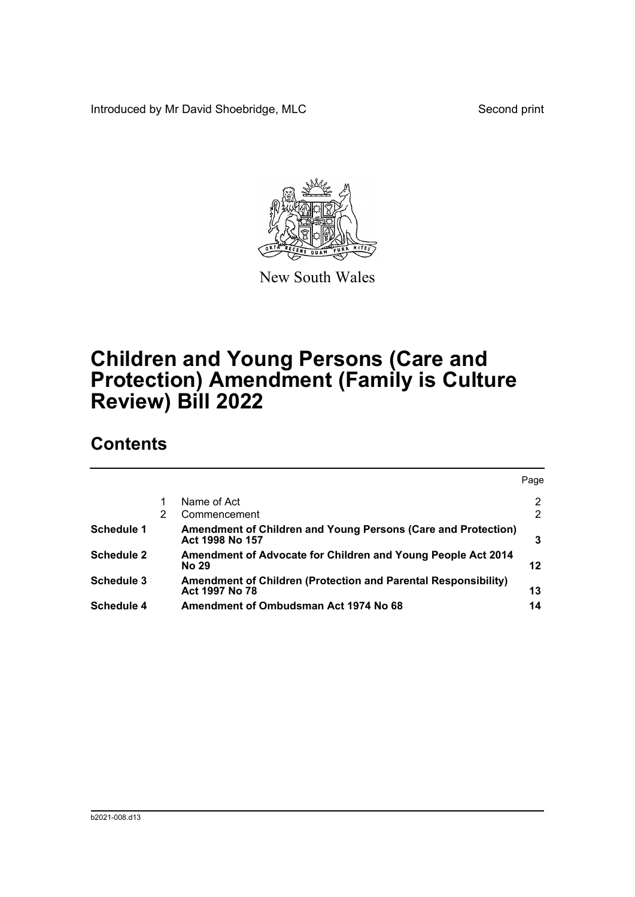Introduced by Mr David Shoebridge, MLC

Second print

New South Wales

# Children and Young Persons (Care and Protection) Amendment (Family is Culture Review) Bill 2022

## Contents

| | | | Page |
|---|---|---|---|
| | 1 | Name of Act | 2 |
| | 2 | Commencement | 2 |
| **Schedule 1** | | **Amendment of Children and Young Persons (Care and Protection) Act 1998 No 157** | **3** |
| **Schedule 2** | | **Amendment of Advocate for Children and Young People Act 2014 No 29** | **12** |
| **Schedule 3** | | **Amendment of Children (Protection and Parental Responsibility) Act 1997 No 78** | **13** |
| **Schedule 4** | | **Amendment of Ombudsman Act 1974 No 68** | **14** |

b2021-008.d13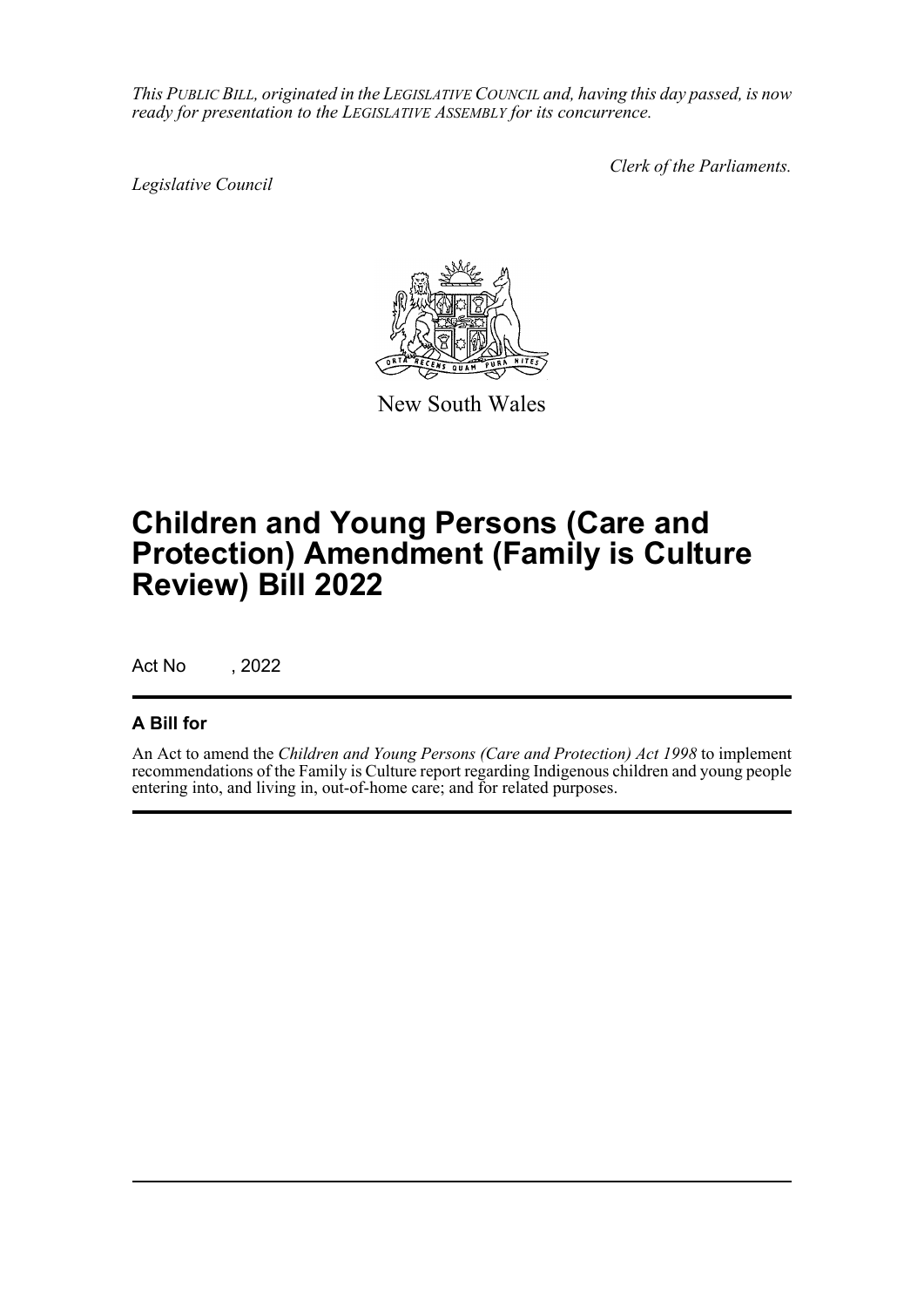*This PUBLIC BILL, originated in the LEGISLATIVE COUNCIL and, having this day passed, is now ready for presentation to the LEGISLATIVE ASSEMBLY for its concurrence.*

*Legislative Council*

*Clerk of the Parliaments.*

New South Wales

# Children and Young Persons (Care and Protection) Amendment (Family is Culture Review) Bill 2022

Act No , 2022

## A Bill for

An Act to amend the *Children and Young Persons (Care and Protection) Act 1998* to implement recommendations of the Family is Culture report regarding Indigenous children and young people entering into, and living in, out-of-home care; and for related purposes.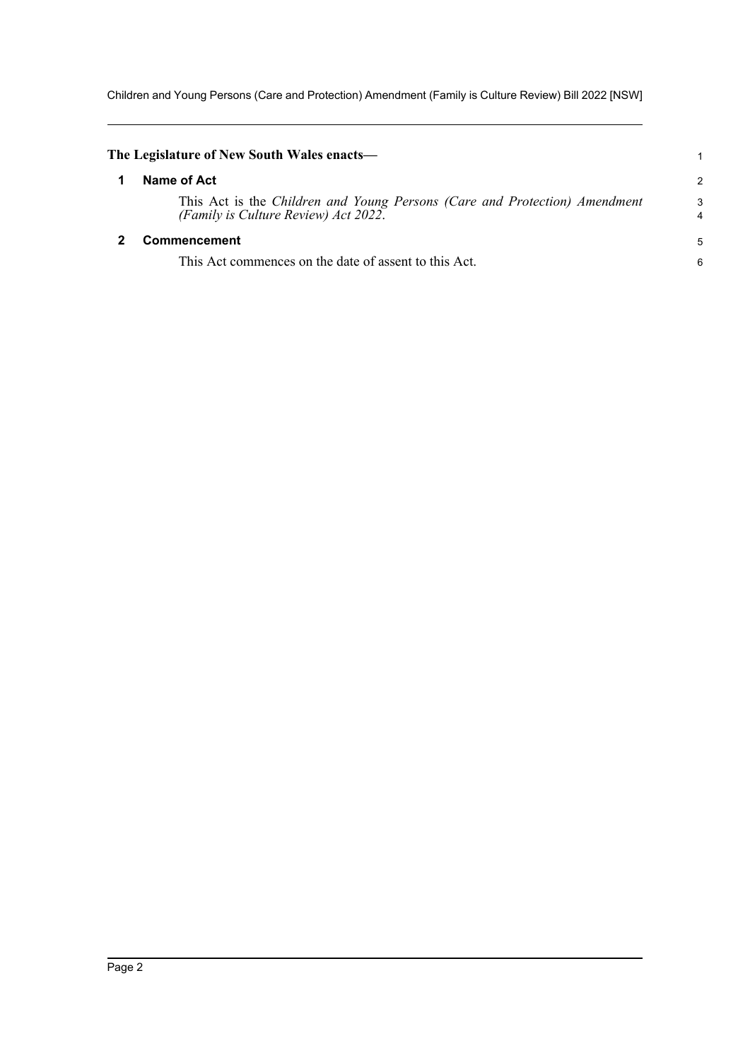**The Legislature of New South Wales enacts—**

## 1 Name of Act

This Act is the *Children and Young Persons (Care and Protection) Amendment (Family is Culture Review) Act 2022*.

## 2 Commencement

This Act commences on the date of assent to this Act.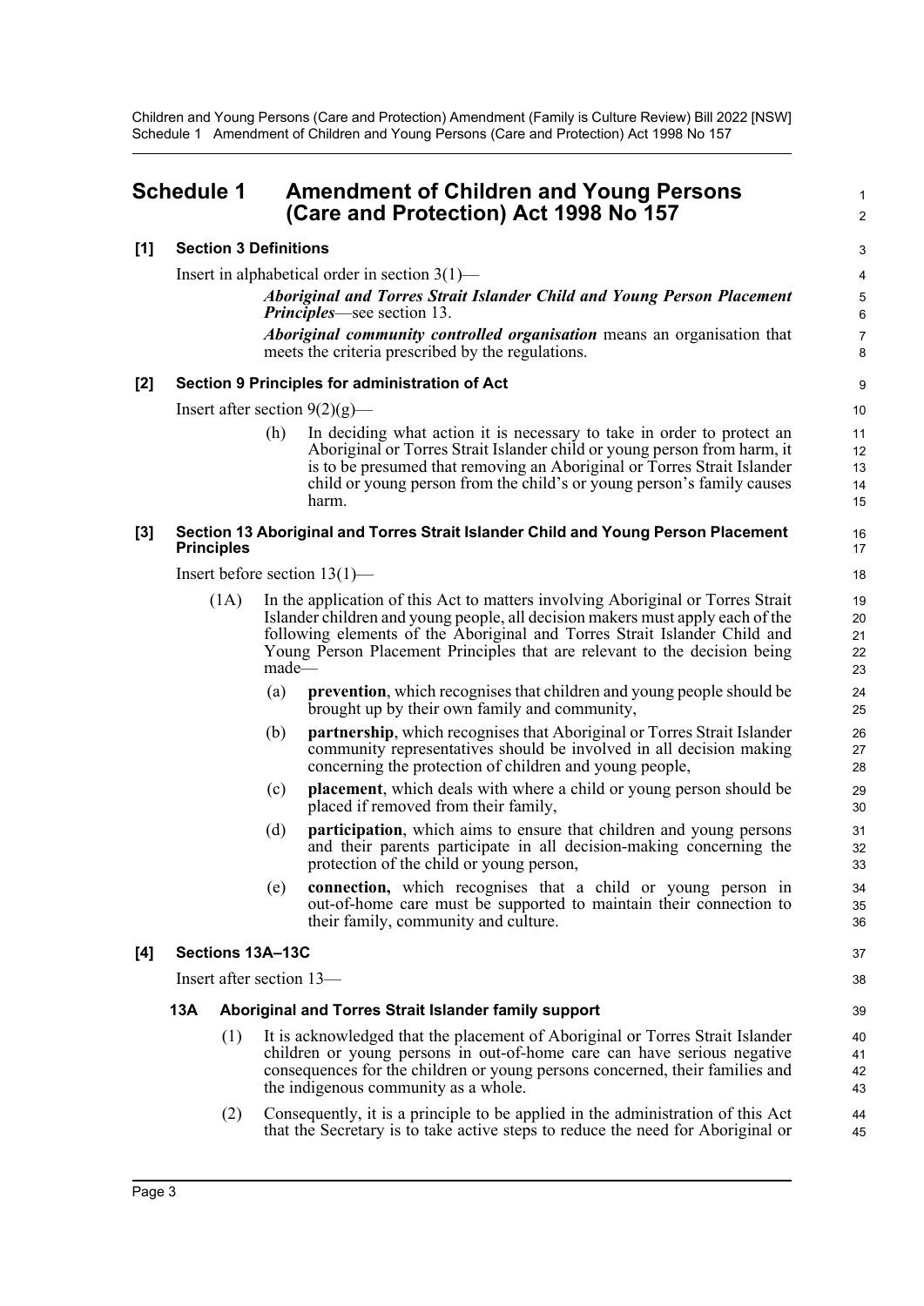## Schedule 1 Amendment of Children and Young Persons (Care and Protection) Act 1998 No 157

**[1] Section 3 Definitions**

Insert in alphabetical order in section 3(1)—

> ***Aboriginal and Torres Strait Islander Child and Young Person Placement Principles***—see section 13.
>
> ***Aboriginal community controlled organisation*** means an organisation that meets the criteria prescribed by the regulations.

**[2] Section 9 Principles for administration of Act**

Insert after section 9(2)(g)—

> (h) In deciding what action it is necessary to take in order to protect an Aboriginal or Torres Strait Islander child or young person from harm, it is to be presumed that removing an Aboriginal or Torres Strait Islander child or young person from the child's or young person's family causes harm.

**[3] Section 13 Aboriginal and Torres Strait Islander Child and Young Person Placement Principles**

Insert before section 13(1)—

> (1A) In the application of this Act to matters involving Aboriginal or Torres Strait Islander children and young people, all decision makers must apply each of the following elements of the Aboriginal and Torres Strait Islander Child and Young Person Placement Principles that are relevant to the decision being made—
>
> (a) **prevention**, which recognises that children and young people should be brought up by their own family and community,
>
> (b) **partnership**, which recognises that Aboriginal or Torres Strait Islander community representatives should be involved in all decision making concerning the protection of children and young people,
>
> (c) **placement**, which deals with where a child or young person should be placed if removed from their family,
>
> (d) **participation**, which aims to ensure that children and young persons and their parents participate in all decision-making concerning the protection of the child or young person,
>
> (e) **connection,** which recognises that a child or young person in out-of-home care must be supported to maintain their connection to their family, community and culture.

**[4] Sections 13A–13C**

Insert after section 13—

> **13A Aboriginal and Torres Strait Islander family support**
>
> (1) It is acknowledged that the placement of Aboriginal or Torres Strait Islander children or young persons in out-of-home care can have serious negative consequences for the children or young persons concerned, their families and the indigenous community as a whole.
>
> (2) Consequently, it is a principle to be applied in the administration of this Act that the Secretary is to take active steps to reduce the need for Aboriginal or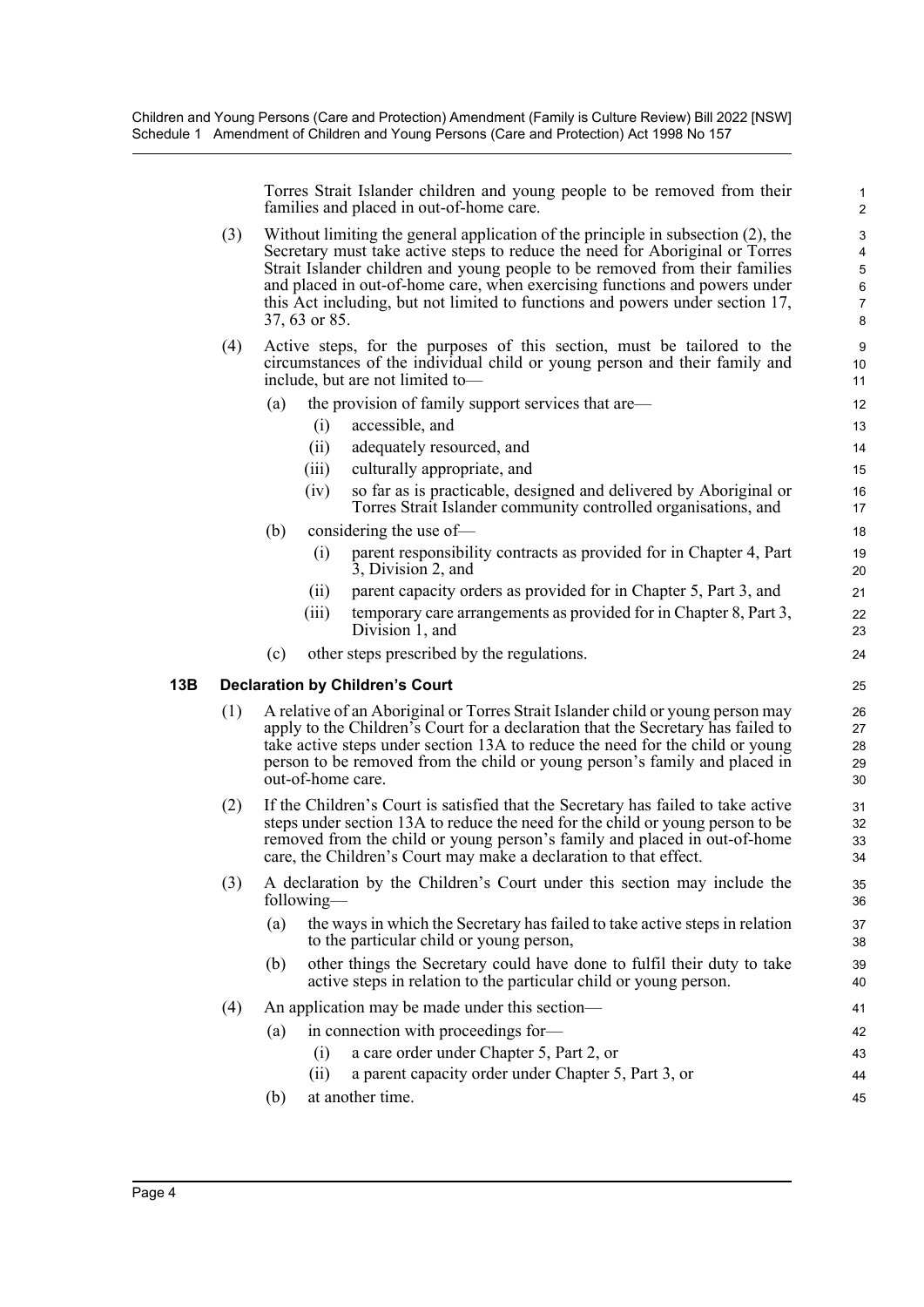Torres Strait Islander children and young people to be removed from their families and placed in out-of-home care.

(3) Without limiting the general application of the principle in subsection (2), the Secretary must take active steps to reduce the need for Aboriginal or Torres Strait Islander children and young people to be removed from their families and placed in out-of-home care, when exercising functions and powers under this Act including, but not limited to functions and powers under section 17, 37, 63 or 85.

(4) Active steps, for the purposes of this section, must be tailored to the circumstances of the individual child or young person and their family and include, but are not limited to—

(a) the provision of family support services that are—

(i) accessible, and

(ii) adequately resourced, and

(iii) culturally appropriate, and

(iv) so far as is practicable, designed and delivered by Aboriginal or Torres Strait Islander community controlled organisations, and

(b) considering the use of—

(i) parent responsibility contracts as provided for in Chapter 4, Part 3, Division 2, and

(ii) parent capacity orders as provided for in Chapter 5, Part 3, and

(iii) temporary care arrangements as provided for in Chapter 8, Part 3, Division 1, and

(c) other steps prescribed by the regulations.

**13B Declaration by Children's Court**

(1) A relative of an Aboriginal or Torres Strait Islander child or young person may apply to the Children's Court for a declaration that the Secretary has failed to take active steps under section 13A to reduce the need for the child or young person to be removed from the child or young person's family and placed in out-of-home care.

(2) If the Children's Court is satisfied that the Secretary has failed to take active steps under section 13A to reduce the need for the child or young person to be removed from the child or young person's family and placed in out-of-home care, the Children's Court may make a declaration to that effect.

(3) A declaration by the Children's Court under this section may include the following—

(a) the ways in which the Secretary has failed to take active steps in relation to the particular child or young person,

(b) other things the Secretary could have done to fulfil their duty to take active steps in relation to the particular child or young person.

(4) An application may be made under this section—

(a) in connection with proceedings for—

(i) a care order under Chapter 5, Part 2, or

(ii) a parent capacity order under Chapter 5, Part 3, or

(b) at another time.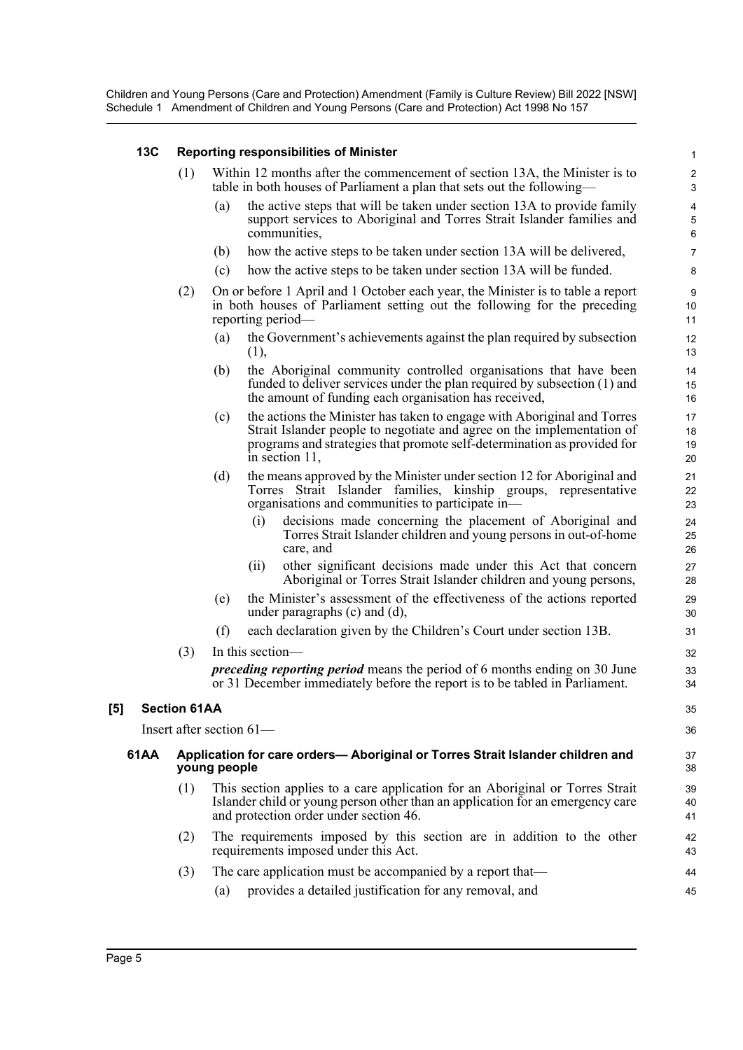**13C Reporting responsibilities of Minister**

(1) Within 12 months after the commencement of section 13A, the Minister is to table in both houses of Parliament a plan that sets out the following—

(a) the active steps that will be taken under section 13A to provide family support services to Aboriginal and Torres Strait Islander families and communities,

(b) how the active steps to be taken under section 13A will be delivered,

(c) how the active steps to be taken under section 13A will be funded.

(2) On or before 1 April and 1 October each year, the Minister is to table a report in both houses of Parliament setting out the following for the preceding reporting period—

(a) the Government's achievements against the plan required by subsection (1),

(b) the Aboriginal community controlled organisations that have been funded to deliver services under the plan required by subsection (1) and the amount of funding each organisation has received,

(c) the actions the Minister has taken to engage with Aboriginal and Torres Strait Islander people to negotiate and agree on the implementation of programs and strategies that promote self-determination as provided for in section 11,

(d) the means approved by the Minister under section 12 for Aboriginal and Torres Strait Islander families, kinship groups, representative organisations and communities to participate in—

(i) decisions made concerning the placement of Aboriginal and Torres Strait Islander children and young persons in out-of-home care, and

(ii) other significant decisions made under this Act that concern Aboriginal or Torres Strait Islander children and young persons,

(e) the Minister's assessment of the effectiveness of the actions reported under paragraphs (c) and (d),

(f) each declaration given by the Children's Court under section 13B.

(3) In this section—

***preceding reporting period*** means the period of 6 months ending on 30 June or 31 December immediately before the report is to be tabled in Parliament.

**[5] Section 61AA**

Insert after section 61—

**61AA Application for care orders— Aboriginal or Torres Strait Islander children and young people**

(1) This section applies to a care application for an Aboriginal or Torres Strait Islander child or young person other than an application for an emergency care and protection order under section 46.

(2) The requirements imposed by this section are in addition to the other requirements imposed under this Act.

(3) The care application must be accompanied by a report that—

(a) provides a detailed justification for any removal, and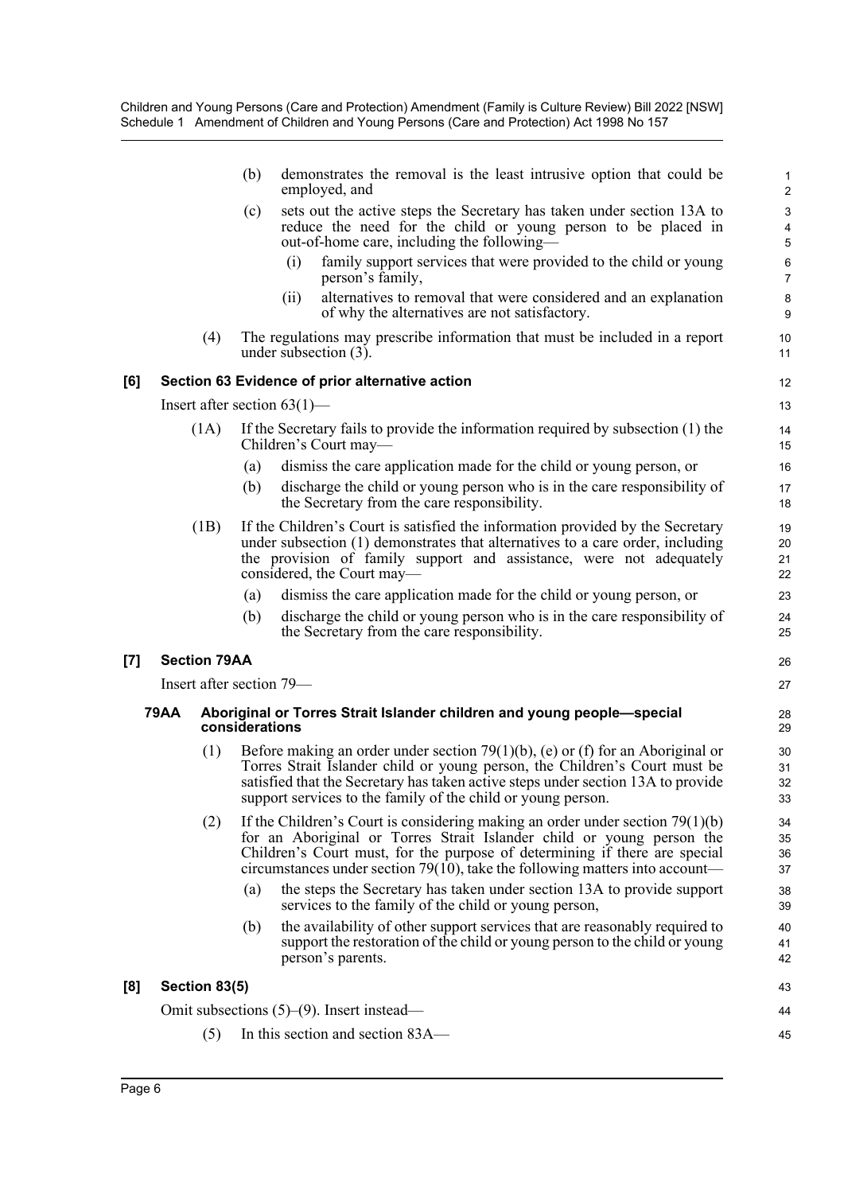(b) demonstrates the removal is the least intrusive option that could be employed, and

(c) sets out the active steps the Secretary has taken under section 13A to reduce the need for the child or young person to be placed in out-of-home care, including the following—

(i) family support services that were provided to the child or young person's family,

(ii) alternatives to removal that were considered and an explanation of why the alternatives are not satisfactory.

(4) The regulations may prescribe information that must be included in a report under subsection (3).

**[6] Section 63 Evidence of prior alternative action**

Insert after section 63(1)—

(1A) If the Secretary fails to provide the information required by subsection (1) the Children's Court may—

(a) dismiss the care application made for the child or young person, or

(b) discharge the child or young person who is in the care responsibility of the Secretary from the care responsibility.

(1B) If the Children's Court is satisfied the information provided by the Secretary under subsection (1) demonstrates that alternatives to a care order, including the provision of family support and assistance, were not adequately considered, the Court may—

(a) dismiss the care application made for the child or young person, or

(b) discharge the child or young person who is in the care responsibility of the Secretary from the care responsibility.

**[7] Section 79AA**

Insert after section 79—

**79AA Aboriginal or Torres Strait Islander children and young people—special considerations**

(1) Before making an order under section 79(1)(b), (e) or (f) for an Aboriginal or Torres Strait Islander child or young person, the Children's Court must be satisfied that the Secretary has taken active steps under section 13A to provide support services to the family of the child or young person.

(2) If the Children's Court is considering making an order under section 79(1)(b) for an Aboriginal or Torres Strait Islander child or young person the Children's Court must, for the purpose of determining if there are special circumstances under section 79(10), take the following matters into account—

(a) the steps the Secretary has taken under section 13A to provide support services to the family of the child or young person,

(b) the availability of other support services that are reasonably required to support the restoration of the child or young person to the child or young person's parents.

**[8] Section 83(5)**

Omit subsections (5)–(9). Insert instead—

(5) In this section and section 83A—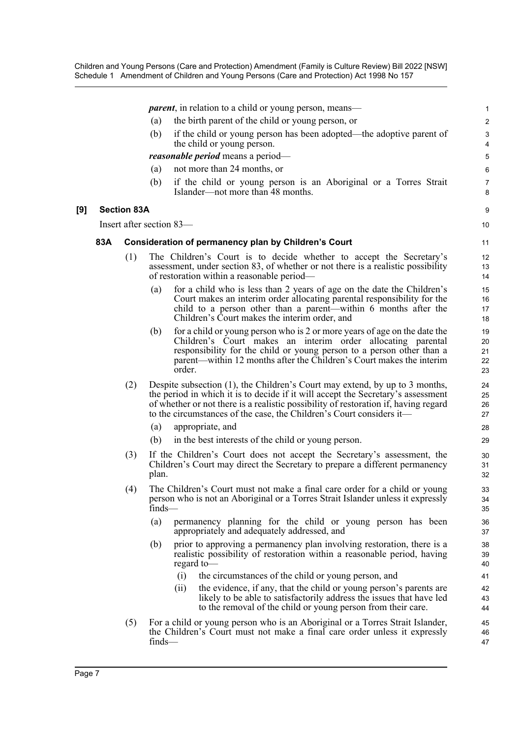***parent***, in relation to a child or young person, means—

(a) the birth parent of the child or young person, or

(b) if the child or young person has been adopted—the adoptive parent of the child or young person.

***reasonable period*** means a period—

(a) not more than 24 months, or

(b) if the child or young person is an Aboriginal or a Torres Strait Islander—not more than 48 months.

**[9] Section 83A**

Insert after section 83—

**83A Consideration of permanency plan by Children's Court**

(1) The Children's Court is to decide whether to accept the Secretary's assessment, under section 83, of whether or not there is a realistic possibility of restoration within a reasonable period—

(a) for a child who is less than 2 years of age on the date the Children's Court makes an interim order allocating parental responsibility for the child to a person other than a parent—within 6 months after the Children's Court makes the interim order, and

(b) for a child or young person who is 2 or more years of age on the date the Children's Court makes an interim order allocating parental responsibility for the child or young person to a person other than a parent—within 12 months after the Children's Court makes the interim order.

(2) Despite subsection (1), the Children's Court may extend, by up to 3 months, the period in which it is to decide if it will accept the Secretary's assessment of whether or not there is a realistic possibility of restoration if, having regard to the circumstances of the case, the Children's Court considers it—

(a) appropriate, and

(b) in the best interests of the child or young person.

(3) If the Children's Court does not accept the Secretary's assessment, the Children's Court may direct the Secretary to prepare a different permanency plan.

(4) The Children's Court must not make a final care order for a child or young person who is not an Aboriginal or a Torres Strait Islander unless it expressly finds—

(a) permanency planning for the child or young person has been appropriately and adequately addressed, and

(b) prior to approving a permanency plan involving restoration, there is a realistic possibility of restoration within a reasonable period, having regard to—

(i) the circumstances of the child or young person, and

(ii) the evidence, if any, that the child or young person's parents are likely to be able to satisfactorily address the issues that have led to the removal of the child or young person from their care.

(5) For a child or young person who is an Aboriginal or a Torres Strait Islander, the Children's Court must not make a final care order unless it expressly finds—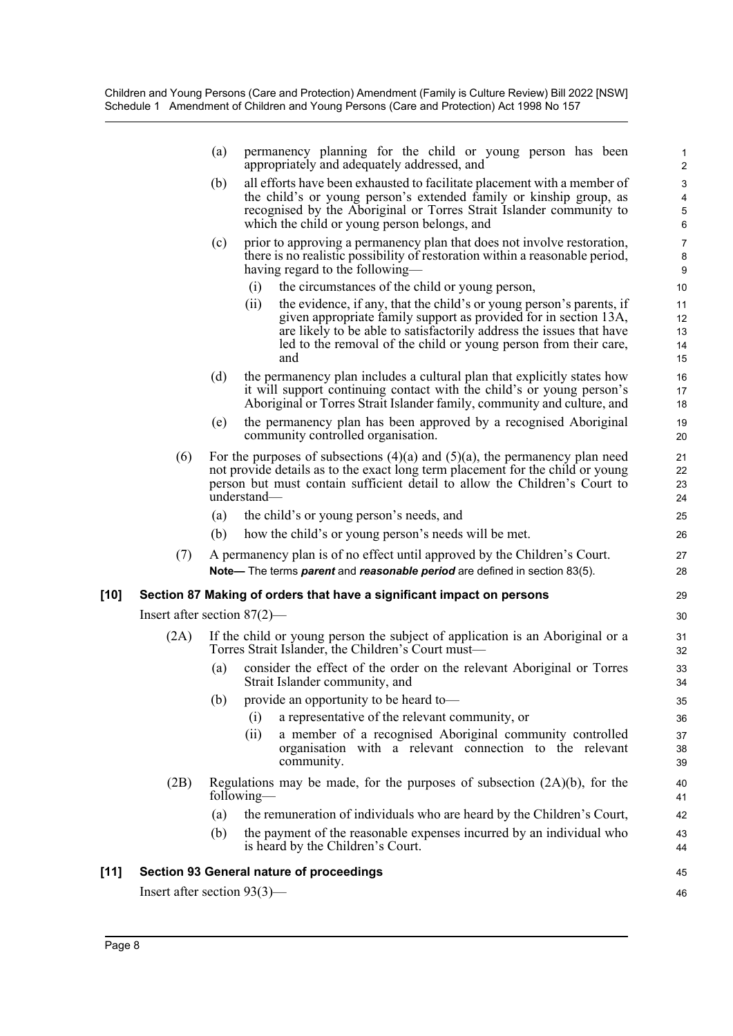(a) permanency planning for the child or young person has been appropriately and adequately addressed, and

(b) all efforts have been exhausted to facilitate placement with a member of the child's or young person's extended family or kinship group, as recognised by the Aboriginal or Torres Strait Islander community to which the child or young person belongs, and

(c) prior to approving a permanency plan that does not involve restoration, there is no realistic possibility of restoration within a reasonable period, having regard to the following—

(i) the circumstances of the child or young person,

(ii) the evidence, if any, that the child's or young person's parents, if given appropriate family support as provided for in section 13A, are likely to be able to satisfactorily address the issues that have led to the removal of the child or young person from their care, and

(d) the permanency plan includes a cultural plan that explicitly states how it will support continuing contact with the child's or young person's Aboriginal or Torres Strait Islander family, community and culture, and

(e) the permanency plan has been approved by a recognised Aboriginal community controlled organisation.

(6) For the purposes of subsections (4)(a) and (5)(a), the permanency plan need not provide details as to the exact long term placement for the child or young person but must contain sufficient detail to allow the Children's Court to understand—

(a) the child's or young person's needs, and

(b) how the child's or young person's needs will be met.

(7) A permanency plan is of no effect until approved by the Children's Court.

**Note—** The terms ***parent*** and ***reasonable period*** are defined in section 83(5).

### [10] Section 87 Making of orders that have a significant impact on persons

Insert after section 87(2)—

(2A) If the child or young person the subject of application is an Aboriginal or a Torres Strait Islander, the Children's Court must—

(a) consider the effect of the order on the relevant Aboriginal or Torres Strait Islander community, and

(b) provide an opportunity to be heard to—

(i) a representative of the relevant community, or

(ii) a member of a recognised Aboriginal community controlled organisation with a relevant connection to the relevant community.

(2B) Regulations may be made, for the purposes of subsection (2A)(b), for the following—

(a) the remuneration of individuals who are heard by the Children's Court,

(b) the payment of the reasonable expenses incurred by an individual who is heard by the Children's Court.

### [11] Section 93 General nature of proceedings

Insert after section 93(3)—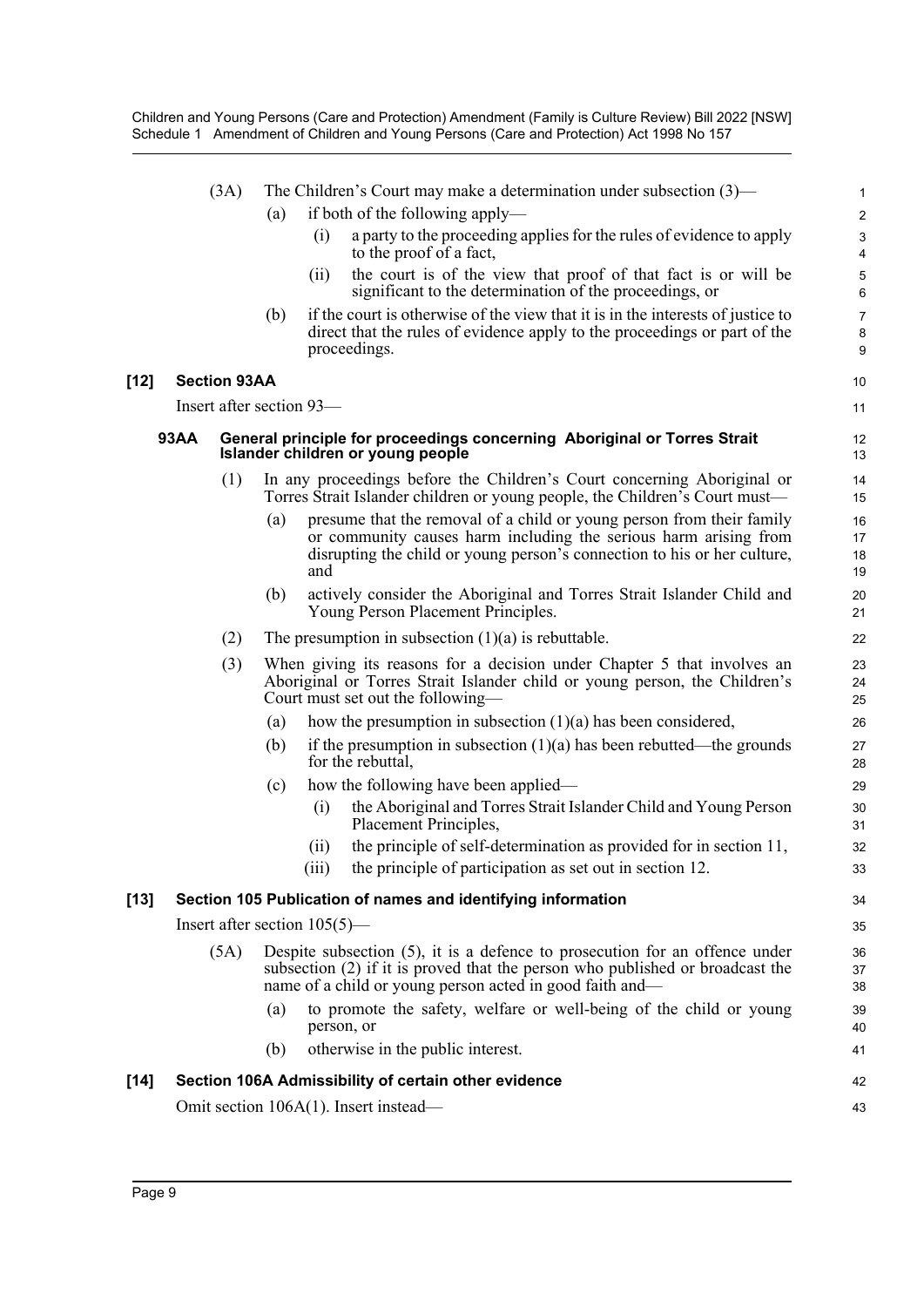(3A) The Children's Court may make a determination under subsection (3)—

(a) if both of the following apply—

(i) a party to the proceeding applies for the rules of evidence to apply to the proof of a fact,

(ii) the court is of the view that proof of that fact is or will be significant to the determination of the proceedings, or

(b) if the court is otherwise of the view that it is in the interests of justice to direct that the rules of evidence apply to the proceedings or part of the proceedings.

**[12] Section 93AA**

Insert after section 93—

**93AA General principle for proceedings concerning Aboriginal or Torres Strait Islander children or young people**

(1) In any proceedings before the Children's Court concerning Aboriginal or Torres Strait Islander children or young people, the Children's Court must—

(a) presume that the removal of a child or young person from their family or community causes harm including the serious harm arising from disrupting the child or young person's connection to his or her culture, and

(b) actively consider the Aboriginal and Torres Strait Islander Child and Young Person Placement Principles.

(2) The presumption in subsection (1)(a) is rebuttable.

(3) When giving its reasons for a decision under Chapter 5 that involves an Aboriginal or Torres Strait Islander child or young person, the Children's Court must set out the following—

(a) how the presumption in subsection (1)(a) has been considered,

(b) if the presumption in subsection (1)(a) has been rebutted—the grounds for the rebuttal,

(c) how the following have been applied—

(i) the Aboriginal and Torres Strait Islander Child and Young Person Placement Principles,

(ii) the principle of self-determination as provided for in section 11,

(iii) the principle of participation as set out in section 12.

**[13] Section 105 Publication of names and identifying information**

Insert after section 105(5)—

(5A) Despite subsection (5), it is a defence to prosecution for an offence under subsection (2) if it is proved that the person who published or broadcast the name of a child or young person acted in good faith and—

(a) to promote the safety, welfare or well-being of the child or young person, or

(b) otherwise in the public interest.

**[14] Section 106A Admissibility of certain other evidence**

Omit section 106A(1). Insert instead—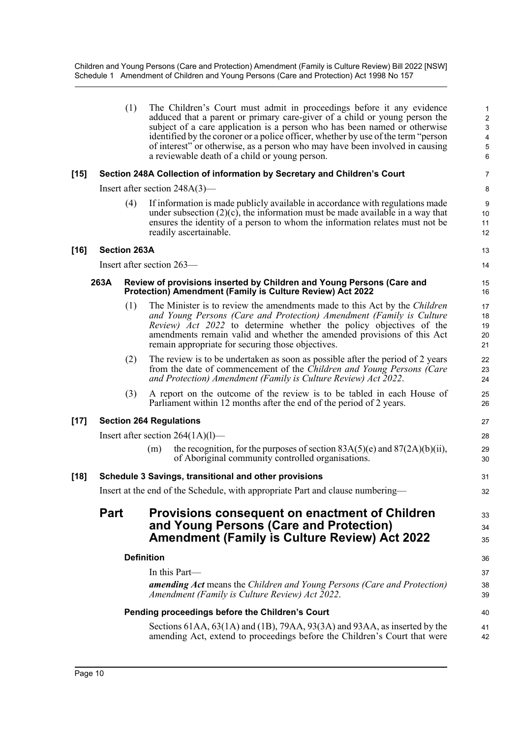(1) The Children's Court must admit in proceedings before it any evidence adduced that a parent or primary care-giver of a child or young person the subject of a care application is a person who has been named or otherwise identified by the coroner or a police officer, whether by use of the term "person of interest" or otherwise, as a person who may have been involved in causing a reviewable death of a child or young person.

**[15] Section 248A Collection of information by Secretary and Children's Court**

Insert after section 248A(3)—

(4) If information is made publicly available in accordance with regulations made under subsection (2)(c), the information must be made available in a way that ensures the identity of a person to whom the information relates must not be readily ascertainable.

**[16] Section 263A**

Insert after section 263—

**263A Review of provisions inserted by Children and Young Persons (Care and Protection) Amendment (Family is Culture Review) Act 2022**

(1) The Minister is to review the amendments made to this Act by the *Children and Young Persons (Care and Protection) Amendment (Family is Culture Review) Act 2022* to determine whether the policy objectives of the amendments remain valid and whether the amended provisions of this Act remain appropriate for securing those objectives.

(2) The review is to be undertaken as soon as possible after the period of 2 years from the date of commencement of the *Children and Young Persons (Care and Protection) Amendment (Family is Culture Review) Act 2022*.

(3) A report on the outcome of the review is to be tabled in each House of Parliament within 12 months after the end of the period of 2 years.

**[17] Section 264 Regulations**

Insert after section 264(1A)(l)—

(m) the recognition, for the purposes of section 83A(5)(e) and 87(2A)(b)(ii), of Aboriginal community controlled organisations.

**[18] Schedule 3 Savings, transitional and other provisions**

Insert at the end of the Schedule, with appropriate Part and clause numbering—

## Part Provisions consequent on enactment of Children and Young Persons (Care and Protection) Amendment (Family is Culture Review) Act 2022

**Definition**

In this Part—

***amending Act*** means the *Children and Young Persons (Care and Protection) Amendment (Family is Culture Review) Act 2022*.

**Pending proceedings before the Children's Court**

Sections 61AA, 63(1A) and (1B), 79AA, 93(3A) and 93AA, as inserted by the amending Act, extend to proceedings before the Children's Court that were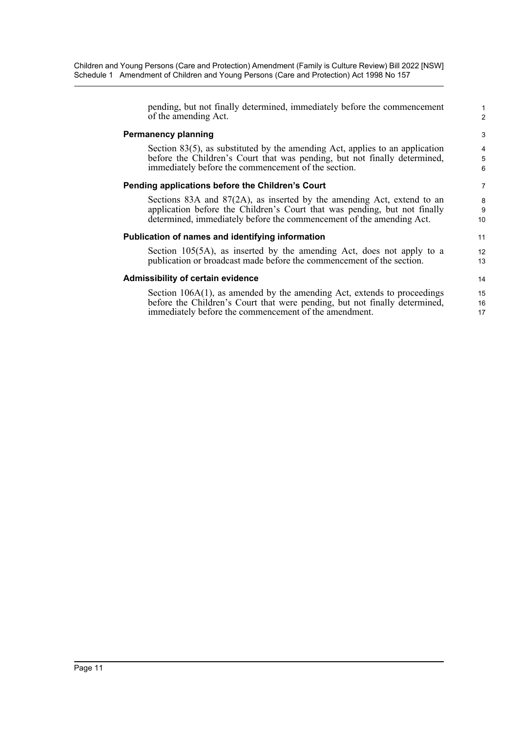pending, but not finally determined, immediately before the commencement of the amending Act.

### Permanency planning

Section 83(5), as substituted by the amending Act, applies to an application before the Children's Court that was pending, but not finally determined, immediately before the commencement of the section.

### Pending applications before the Children's Court

Sections 83A and 87(2A), as inserted by the amending Act, extend to an application before the Children's Court that was pending, but not finally determined, immediately before the commencement of the amending Act.

### Publication of names and identifying information

Section 105(5A), as inserted by the amending Act, does not apply to a publication or broadcast made before the commencement of the section.

### Admissibility of certain evidence

Section 106A(1), as amended by the amending Act, extends to proceedings before the Children's Court that were pending, but not finally determined, immediately before the commencement of the amendment.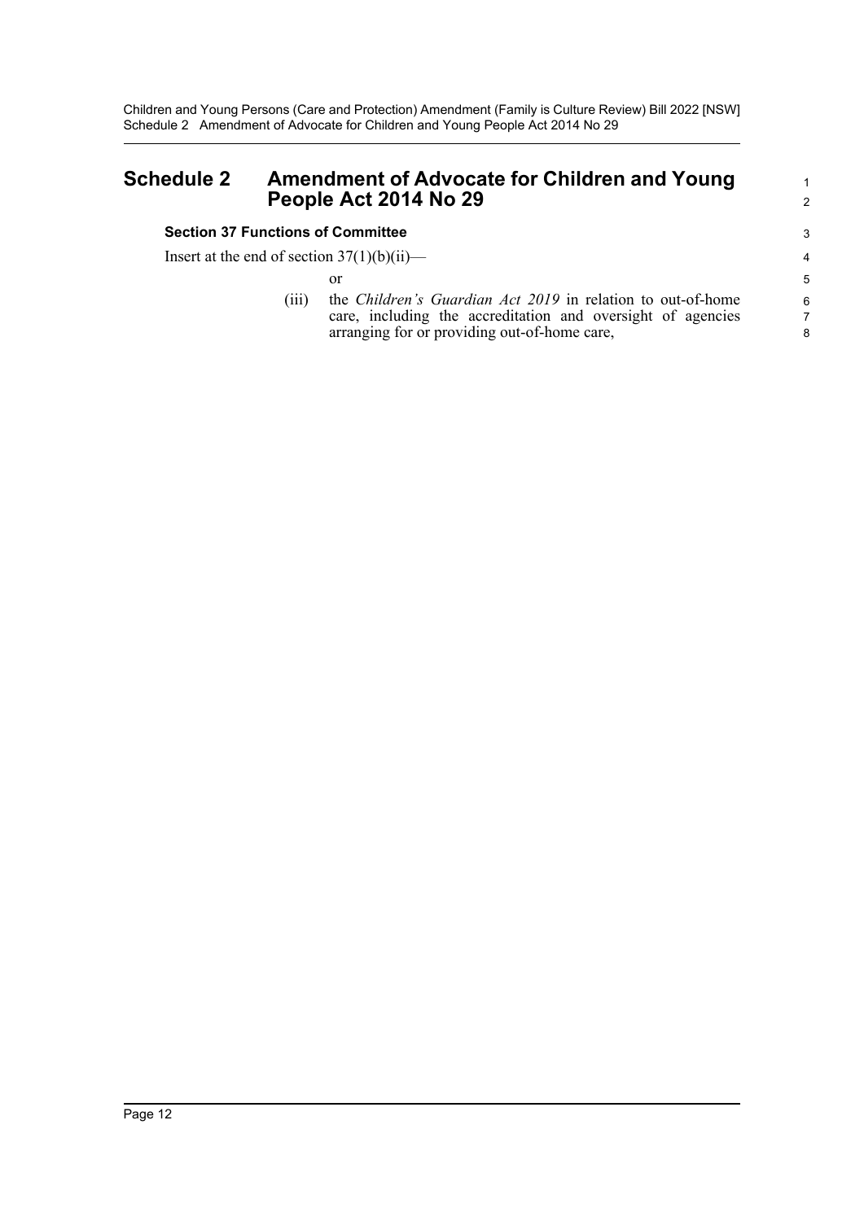# Schedule 2 Amendment of Advocate for Children and Young People Act 2014 No 29

**Section 37 Functions of Committee**

Insert at the end of section 37(1)(b)(ii)—

or

(iii) the *Children's Guardian Act 2019* in relation to out-of-home care, including the accreditation and oversight of agencies arranging for or providing out-of-home care,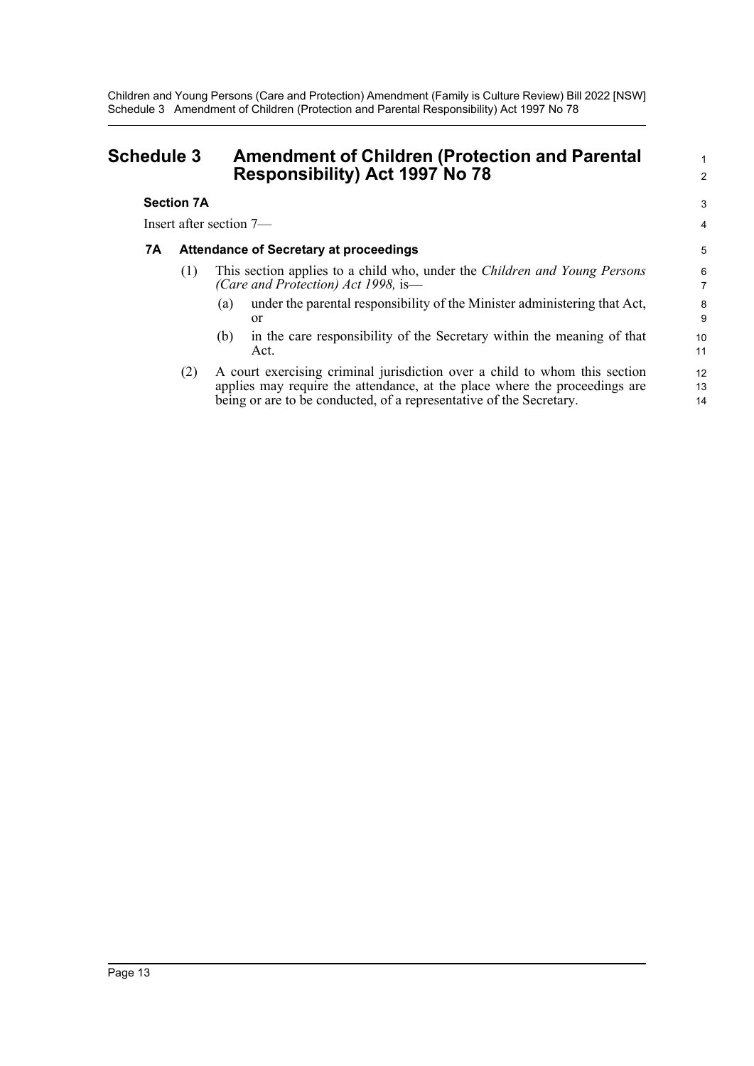# Schedule 3 Amendment of Children (Protection and Parental Responsibility) Act 1997 No 78

### Section 7A

Insert after section 7—

### 7A Attendance of Secretary at proceedings

(1) This section applies to a child who, under the *Children and Young Persons (Care and Protection) Act 1998,* is—

   (a) under the parental responsibility of the Minister administering that Act, or

   (b) in the care responsibility of the Secretary within the meaning of that Act.

(2) A court exercising criminal jurisdiction over a child to whom this section applies may require the attendance, at the place where the proceedings are being or are to be conducted, of a representative of the Secretary.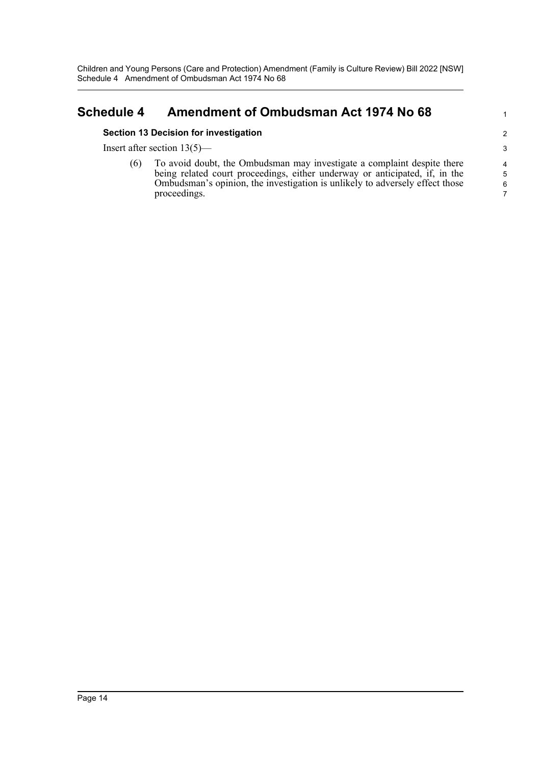## Schedule 4 Amendment of Ombudsman Act 1974 No 68

### Section 13 Decision for investigation

Insert after section 13(5)—

(6) To avoid doubt, the Ombudsman may investigate a complaint despite there being related court proceedings, either underway or anticipated, if, in the Ombudsman's opinion, the investigation is unlikely to adversely effect those proceedings.